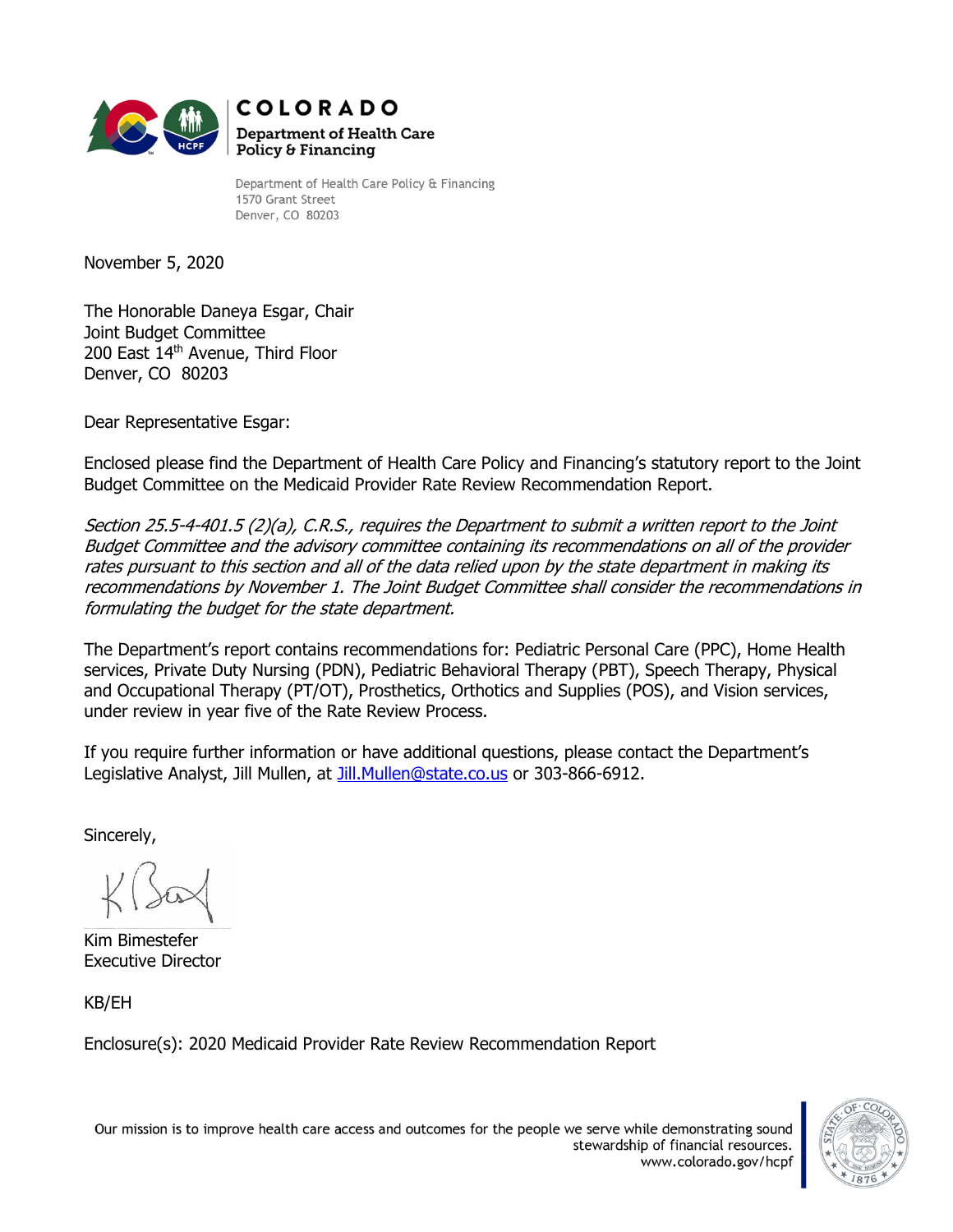**COLORADO**
**Department of Health Care Policy & Financing**

Department of Health Care Policy & Financing
1570 Grant Street
Denver, CO 80203

November 5, 2020

The Honorable Daneya Esgar, Chair
Joint Budget Committee
200 East 14th Avenue, Third Floor
Denver, CO 80203

Dear Representative Esgar:

Enclosed please find the Department of Health Care Policy and Financing's statutory report to the Joint Budget Committee on the Medicaid Provider Rate Review Recommendation Report.

*Section 25.5-4-401.5 (2)(a), C.R.S., requires the Department to submit a written report to the Joint Budget Committee and the advisory committee containing its recommendations on all of the provider rates pursuant to this section and all of the data relied upon by the state department in making its recommendations by November 1. The Joint Budget Committee shall consider the recommendations in formulating the budget for the state department.*

The Department's report contains recommendations for: Pediatric Personal Care (PPC), Home Health services, Private Duty Nursing (PDN), Pediatric Behavioral Therapy (PBT), Speech Therapy, Physical and Occupational Therapy (PT/OT), Prosthetics, Orthotics and Supplies (POS), and Vision services, under review in year five of the Rate Review Process.

If you require further information or have additional questions, please contact the Department's Legislative Analyst, Jill Mullen, at Jill.Mullen@state.co.us or 303-866-6912.

Sincerely,

Kim Bimestefer
Executive Director

KB/EH

Enclosure(s): 2020 Medicaid Provider Rate Review Recommendation Report

Our mission is to improve health care access and outcomes for the people we serve while demonstrating sound stewardship of financial resources.
www.colorado.gov/hcpf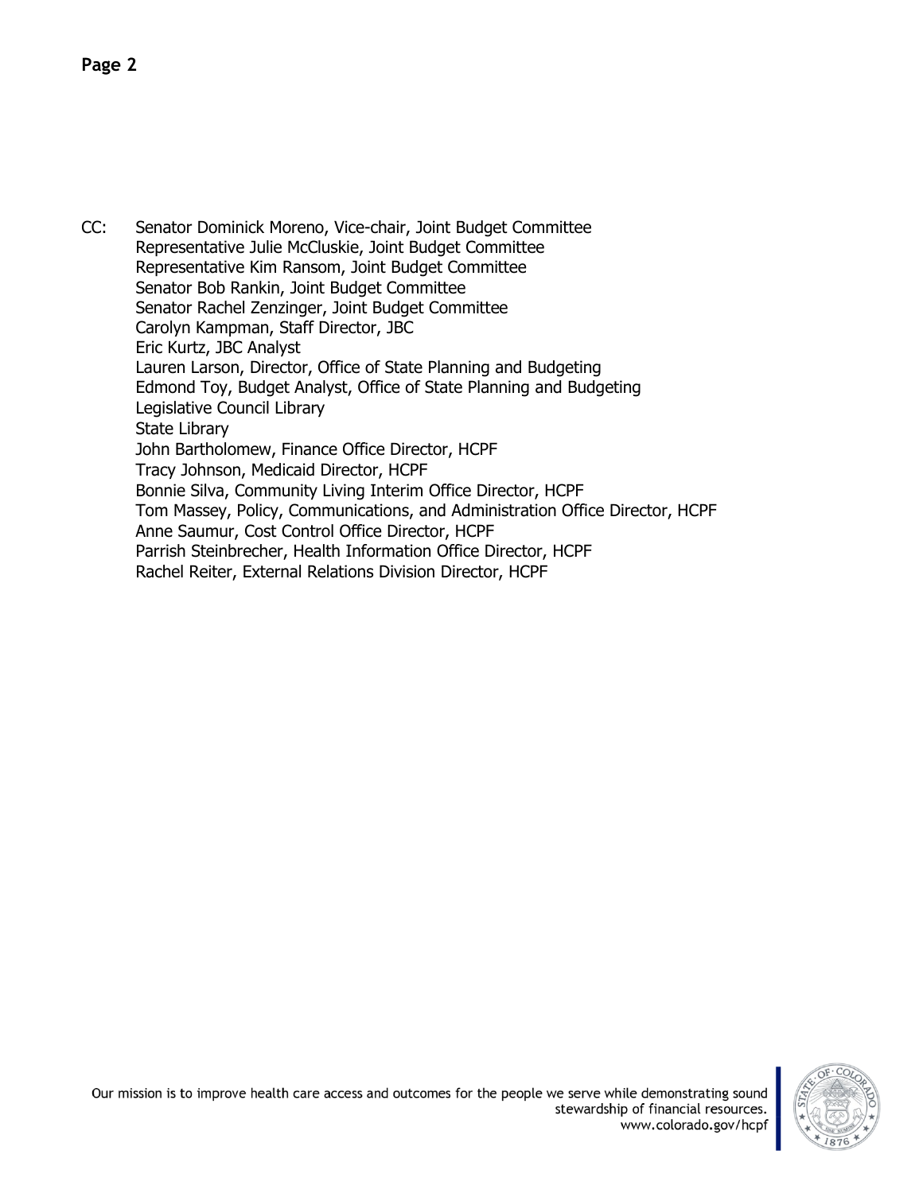CC: Senator Dominick Moreno, Vice-chair, Joint Budget Committee
Representative Julie McCluskie, Joint Budget Committee
Representative Kim Ransom, Joint Budget Committee
Senator Bob Rankin, Joint Budget Committee
Senator Rachel Zenzinger, Joint Budget Committee
Carolyn Kampman, Staff Director, JBC
Eric Kurtz, JBC Analyst
Lauren Larson, Director, Office of State Planning and Budgeting
Edmond Toy, Budget Analyst, Office of State Planning and Budgeting
Legislative Council Library
State Library
John Bartholomew, Finance Office Director, HCPF
Tracy Johnson, Medicaid Director, HCPF
Bonnie Silva, Community Living Interim Office Director, HCPF
Tom Massey, Policy, Communications, and Administration Office Director, HCPF
Anne Saumur, Cost Control Office Director, HCPF
Parrish Steinbrecher, Health Information Office Director, HCPF
Rachel Reiter, External Relations Division Director, HCPF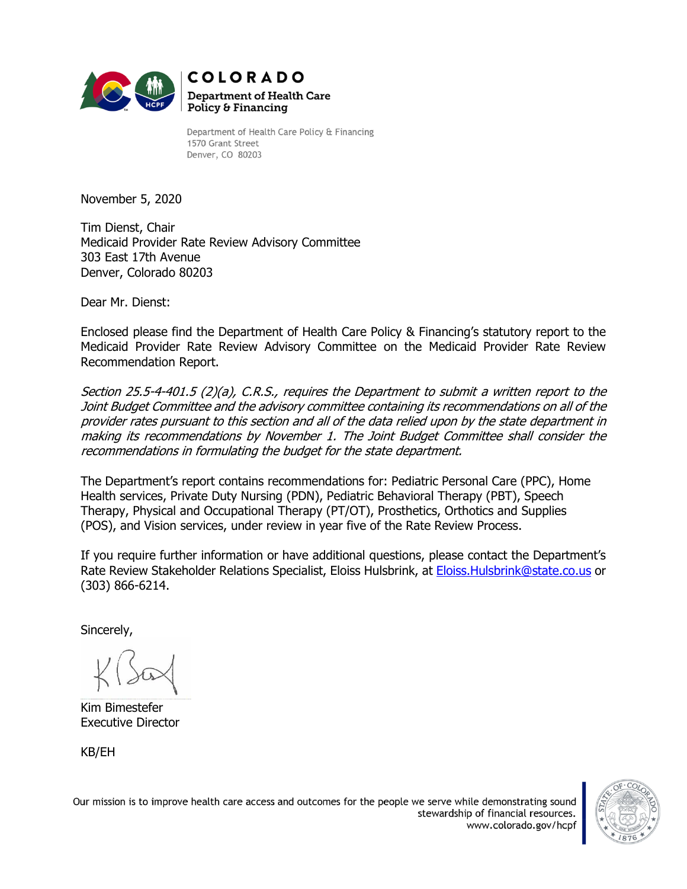**COLORADO**
**Department of Health Care Policy & Financing**

Department of Health Care Policy & Financing
1570 Grant Street
Denver, CO 80203

November 5, 2020

Tim Dienst, Chair
Medicaid Provider Rate Review Advisory Committee
303 East 17th Avenue
Denver, Colorado 80203

Dear Mr. Dienst:

Enclosed please find the Department of Health Care Policy & Financing's statutory report to the Medicaid Provider Rate Review Advisory Committee on the Medicaid Provider Rate Review Recommendation Report.

*Section 25.5-4-401.5 (2)(a), C.R.S., requires the Department to submit a written report to the Joint Budget Committee and the advisory committee containing its recommendations on all of the provider rates pursuant to this section and all of the data relied upon by the state department in making its recommendations by November 1. The Joint Budget Committee shall consider the recommendations in formulating the budget for the state department.*

The Department's report contains recommendations for: Pediatric Personal Care (PPC), Home Health services, Private Duty Nursing (PDN), Pediatric Behavioral Therapy (PBT), Speech Therapy, Physical and Occupational Therapy (PT/OT), Prosthetics, Orthotics and Supplies (POS), and Vision services, under review in year five of the Rate Review Process.

If you require further information or have additional questions, please contact the Department's Rate Review Stakeholder Relations Specialist, Eloiss Hulsbrink, at Eloiss.Hulsbrink@state.co.us or (303) 866-6214.

Sincerely,

Kim Bimestefer
Executive Director

KB/EH

Our mission is to improve health care access and outcomes for the people we serve while demonstrating sound stewardship of financial resources.
www.colorado.gov/hcpf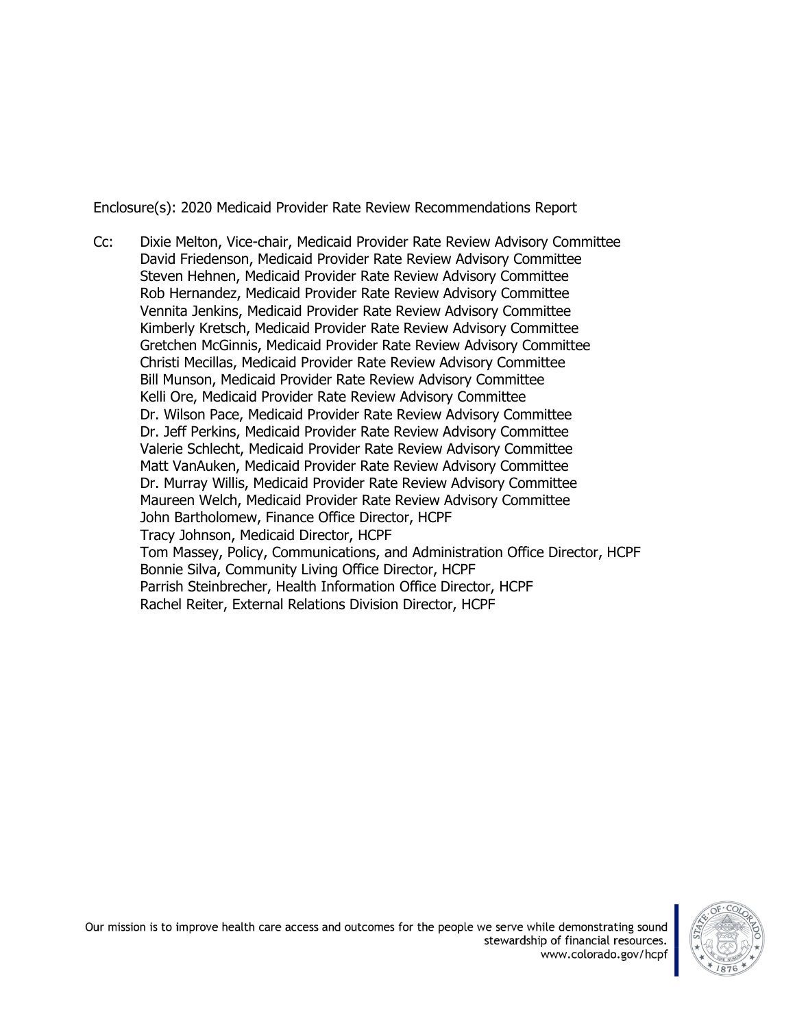Enclosure(s): 2020 Medicaid Provider Rate Review Recommendations Report

Cc: Dixie Melton, Vice-chair, Medicaid Provider Rate Review Advisory Committee
David Friedenson, Medicaid Provider Rate Review Advisory Committee
Steven Hehnen, Medicaid Provider Rate Review Advisory Committee
Rob Hernandez, Medicaid Provider Rate Review Advisory Committee
Vennita Jenkins, Medicaid Provider Rate Review Advisory Committee
Kimberly Kretsch, Medicaid Provider Rate Review Advisory Committee
Gretchen McGinnis, Medicaid Provider Rate Review Advisory Committee
Christi Mecillas, Medicaid Provider Rate Review Advisory Committee
Bill Munson, Medicaid Provider Rate Review Advisory Committee
Kelli Ore, Medicaid Provider Rate Review Advisory Committee
Dr. Wilson Pace, Medicaid Provider Rate Review Advisory Committee
Dr. Jeff Perkins, Medicaid Provider Rate Review Advisory Committee
Valerie Schlecht, Medicaid Provider Rate Review Advisory Committee
Matt VanAuken, Medicaid Provider Rate Review Advisory Committee
Dr. Murray Willis, Medicaid Provider Rate Review Advisory Committee
Maureen Welch, Medicaid Provider Rate Review Advisory Committee
John Bartholomew, Finance Office Director, HCPF
Tracy Johnson, Medicaid Director, HCPF
Tom Massey, Policy, Communications, and Administration Office Director, HCPF
Bonnie Silva, Community Living Office Director, HCPF
Parrish Steinbrecher, Health Information Office Director, HCPF
Rachel Reiter, External Relations Division Director, HCPF

Our mission is to improve health care access and outcomes for the people we serve while demonstrating sound stewardship of financial resources.
www.colorado.gov/hcpf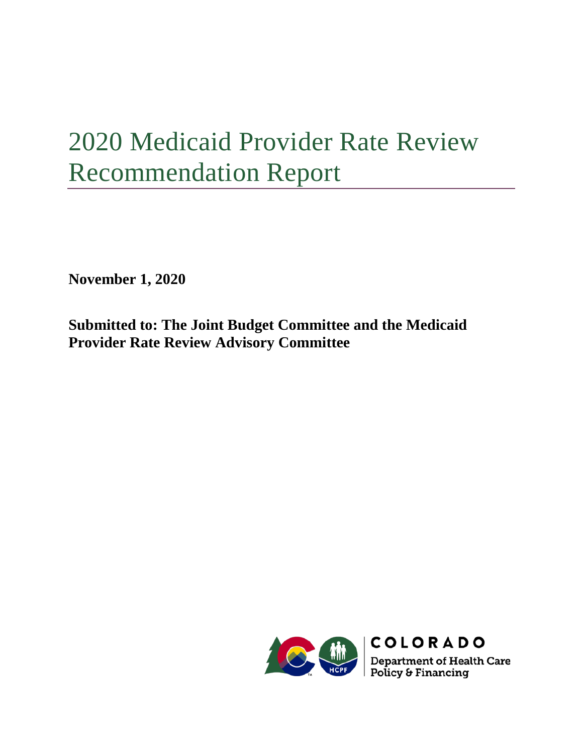# 2020 Medicaid Provider Rate Review Recommendation Report

**November 1, 2020**

**Submitted to: The Joint Budget Committee and the Medicaid Provider Rate Review Advisory Committee**

COLORADO

Department of Health Care Policy & Financing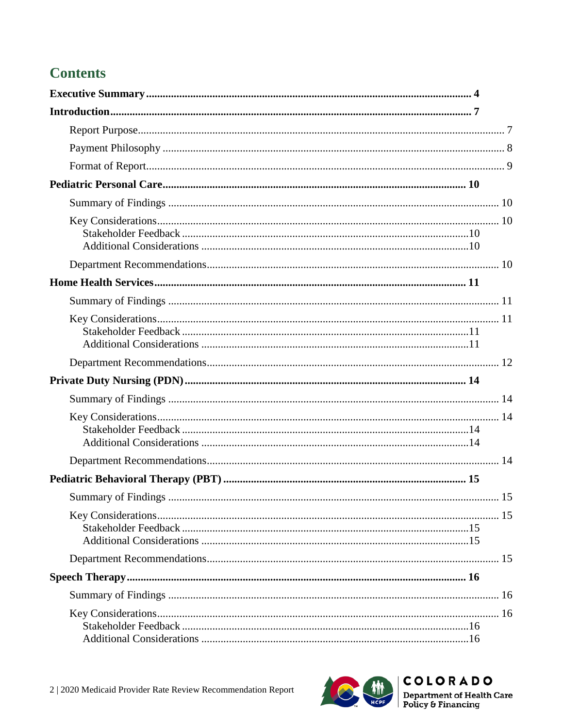## Contents

**Executive Summary** .................................................. 4

**Introduction** .................................................. 7

- Report Purpose .................................................. 7
- Payment Philosophy .................................................. 8
- Format of Report .................................................. 9

**Pediatric Personal Care** .................................................. 10

- Summary of Findings .................................................. 10
- Key Considerations .................................................. 10
  - Stakeholder Feedback .................................................. 10
  - Additional Considerations .................................................. 10
- Department Recommendations .................................................. 10

**Home Health Services** .................................................. 11

- Summary of Findings .................................................. 11
- Key Considerations .................................................. 11
  - Stakeholder Feedback .................................................. 11
  - Additional Considerations .................................................. 11
- Department Recommendations .................................................. 12

**Private Duty Nursing (PDN)** .................................................. 14

- Summary of Findings .................................................. 14
- Key Considerations .................................................. 14
  - Stakeholder Feedback .................................................. 14
  - Additional Considerations .................................................. 14
- Department Recommendations .................................................. 14

**Pediatric Behavioral Therapy (PBT)** .................................................. 15

- Summary of Findings .................................................. 15
- Key Considerations .................................................. 15
  - Stakeholder Feedback .................................................. 15
  - Additional Considerations .................................................. 15
- Department Recommendations .................................................. 15

**Speech Therapy** .................................................. 16

- Summary of Findings .................................................. 16
- Key Considerations .................................................. 16
  - Stakeholder Feedback .................................................. 16
  - Additional Considerations .................................................. 16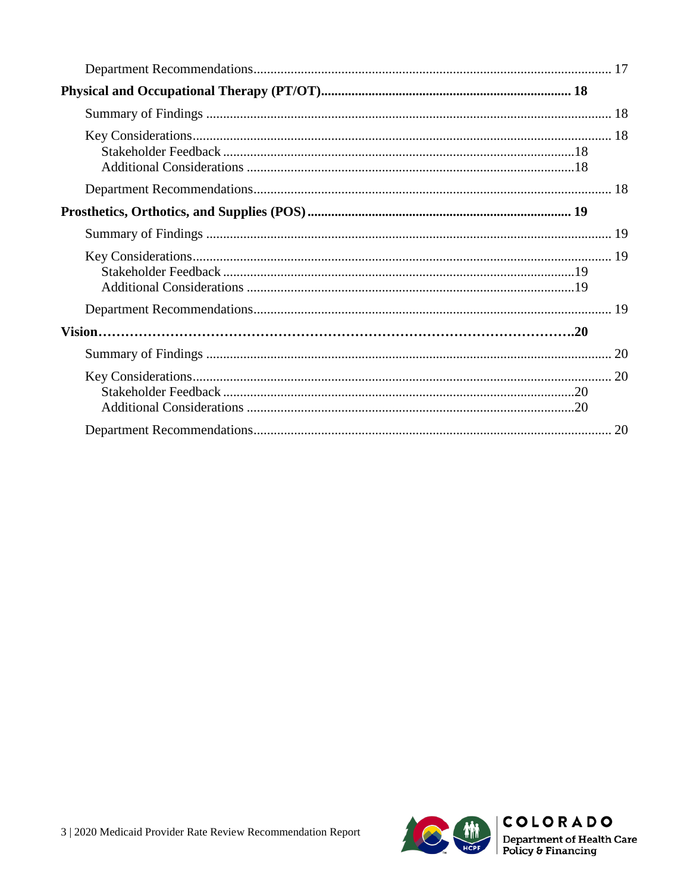Department Recommendations........................................................................................................ 17

**Physical and Occupational Therapy (PT/OT)........................................................................ 18**

Summary of Findings ...................................................................................................................... 18

Key Considerations........................................................................................................................... 18

Stakeholder Feedback ......................................................................................................18

Additional Considerations ................................................................................................18

Department Recommendations........................................................................................................ 18

**Prosthetics, Orthotics, and Supplies (POS) ............................................................................ 19**

Summary of Findings ...................................................................................................................... 19

Key Considerations........................................................................................................................... 19

Stakeholder Feedback ......................................................................................................19

Additional Considerations ................................................................................................19

Department Recommendations........................................................................................................ 19

**Vision……………………………………………………………………………………….20**

Summary of Findings ...................................................................................................................... 20

Key Considerations........................................................................................................................... 20

Stakeholder Feedback ......................................................................................................20

Additional Considerations ................................................................................................20

Department Recommendations........................................................................................................ 20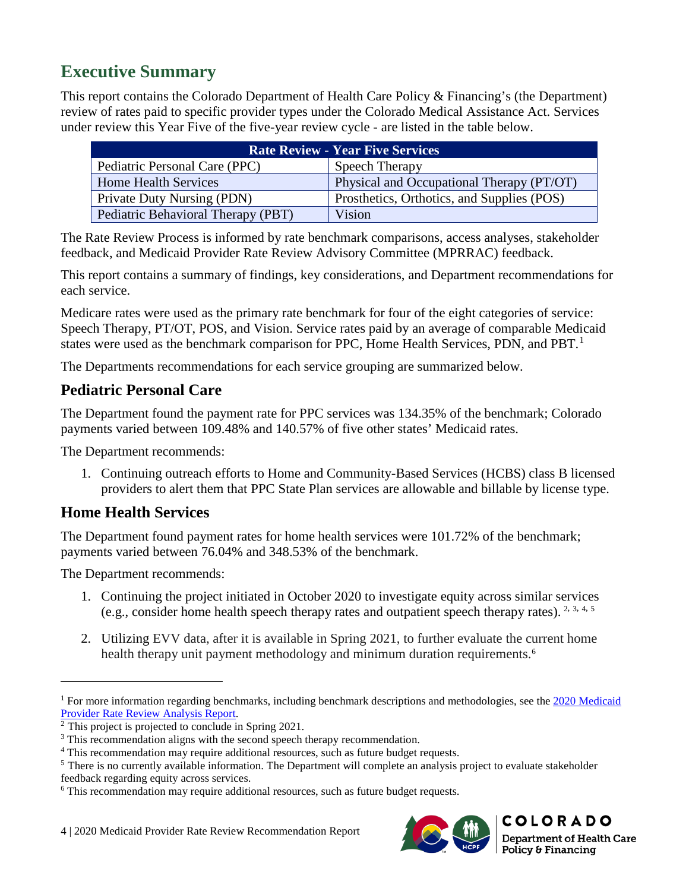## Executive Summary

This report contains the Colorado Department of Health Care Policy & Financing's (the Department) review of rates paid to specific provider types under the Colorado Medical Assistance Act. Services under review this Year Five of the five-year review cycle - are listed in the table below.

| Rate Review - Year Five Services | |
|---|---|
| Pediatric Personal Care (PPC) | Speech Therapy |
| Home Health Services | Physical and Occupational Therapy (PT/OT) |
| Private Duty Nursing (PDN) | Prosthetics, Orthotics, and Supplies (POS) |
| Pediatric Behavioral Therapy (PBT) | Vision |

The Rate Review Process is informed by rate benchmark comparisons, access analyses, stakeholder feedback, and Medicaid Provider Rate Review Advisory Committee (MPRRAC) feedback.

This report contains a summary of findings, key considerations, and Department recommendations for each service.

Medicare rates were used as the primary rate benchmark for four of the eight categories of service: Speech Therapy, PT/OT, POS, and Vision. Service rates paid by an average of comparable Medicaid states were used as the benchmark comparison for PPC, Home Health Services, PDN, and PBT.[1]

The Departments recommendations for each service grouping are summarized below.

### Pediatric Personal Care

The Department found the payment rate for PPC services was 134.35% of the benchmark; Colorado payments varied between 109.48% and 140.57% of five other states' Medicaid rates.

The Department recommends:

1. Continuing outreach efforts to Home and Community-Based Services (HCBS) class B licensed providers to alert them that PPC State Plan services are allowable and billable by license type.

### Home Health Services

The Department found payment rates for home health services were 101.72% of the benchmark; payments varied between 76.04% and 348.53% of the benchmark.

The Department recommends:

1. Continuing the project initiated in October 2020 to investigate equity across similar services (e.g., consider home health speech therapy rates and outpatient speech therapy rates).[2, 3, 4, 5]
2. Utilizing EVV data, after it is available in Spring 2021, to further evaluate the current home health therapy unit payment methodology and minimum duration requirements.[6]

---

[1] For more information regarding benchmarks, including benchmark descriptions and methodologies, see the [2020 Medicaid Provider Rate Review Analysis Report](#).

[2] This project is projected to conclude in Spring 2021.

[3] This recommendation aligns with the second speech therapy recommendation.

[4] This recommendation may require additional resources, such as future budget requests.

[5] There is no currently available information. The Department will complete an analysis project to evaluate stakeholder feedback regarding equity across services.

[6] This recommendation may require additional resources, such as future budget requests.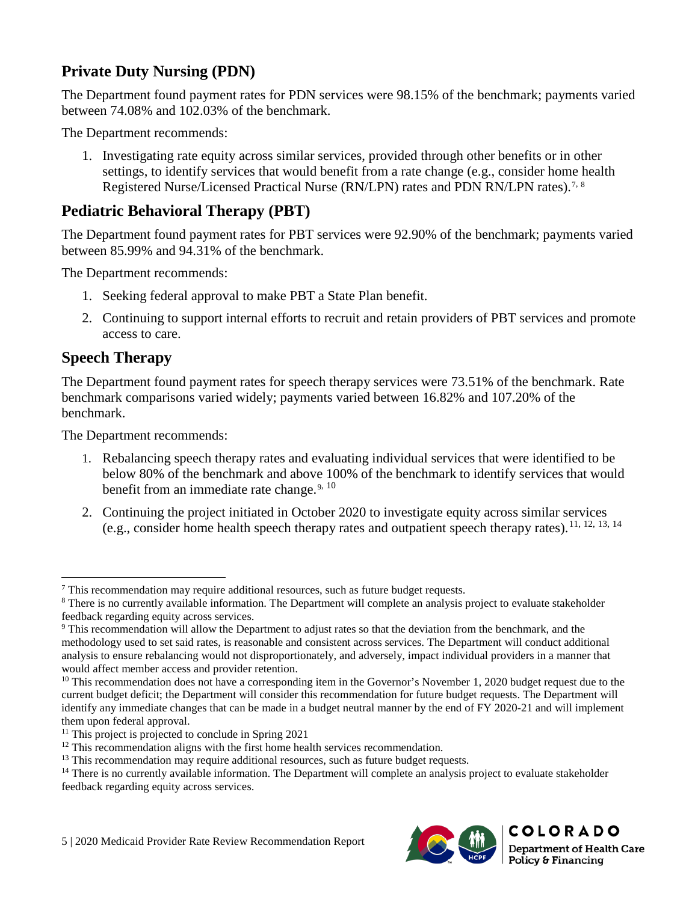## Private Duty Nursing (PDN)

The Department found payment rates for PDN services were 98.15% of the benchmark; payments varied between 74.08% and 102.03% of the benchmark.

The Department recommends:

1. Investigating rate equity across similar services, provided through other benefits or in other settings, to identify services that would benefit from a rate change (e.g., consider home health Registered Nurse/Licensed Practical Nurse (RN/LPN) rates and PDN RN/LPN rates).[7, 8]

## Pediatric Behavioral Therapy (PBT)

The Department found payment rates for PBT services were 92.90% of the benchmark; payments varied between 85.99% and 94.31% of the benchmark.

The Department recommends:

1. Seeking federal approval to make PBT a State Plan benefit.
2. Continuing to support internal efforts to recruit and retain providers of PBT services and promote access to care.

## Speech Therapy

The Department found payment rates for speech therapy services were 73.51% of the benchmark. Rate benchmark comparisons varied widely; payments varied between 16.82% and 107.20% of the benchmark.

The Department recommends:

1. Rebalancing speech therapy rates and evaluating individual services that were identified to be below 80% of the benchmark and above 100% of the benchmark to identify services that would benefit from an immediate rate change.[9, 10]
2. Continuing the project initiated in October 2020 to investigate equity across similar services (e.g., consider home health speech therapy rates and outpatient speech therapy rates).[11, 12, 13, 14]

---

[7] This recommendation may require additional resources, such as future budget requests.

[8] There is no currently available information. The Department will complete an analysis project to evaluate stakeholder feedback regarding equity across services.

[9] This recommendation will allow the Department to adjust rates so that the deviation from the benchmark, and the methodology used to set said rates, is reasonable and consistent across services. The Department will conduct additional analysis to ensure rebalancing would not disproportionately, and adversely, impact individual providers in a manner that would affect member access and provider retention.

[10] This recommendation does not have a corresponding item in the Governor's November 1, 2020 budget request due to the current budget deficit; the Department will consider this recommendation for future budget requests. The Department will identify any immediate changes that can be made in a budget neutral manner by the end of FY 2020-21 and will implement them upon federal approval.

[11] This project is projected to conclude in Spring 2021

[12] This recommendation aligns with the first home health services recommendation.

[13] This recommendation may require additional resources, such as future budget requests.

[14] There is no currently available information. The Department will complete an analysis project to evaluate stakeholder feedback regarding equity across services.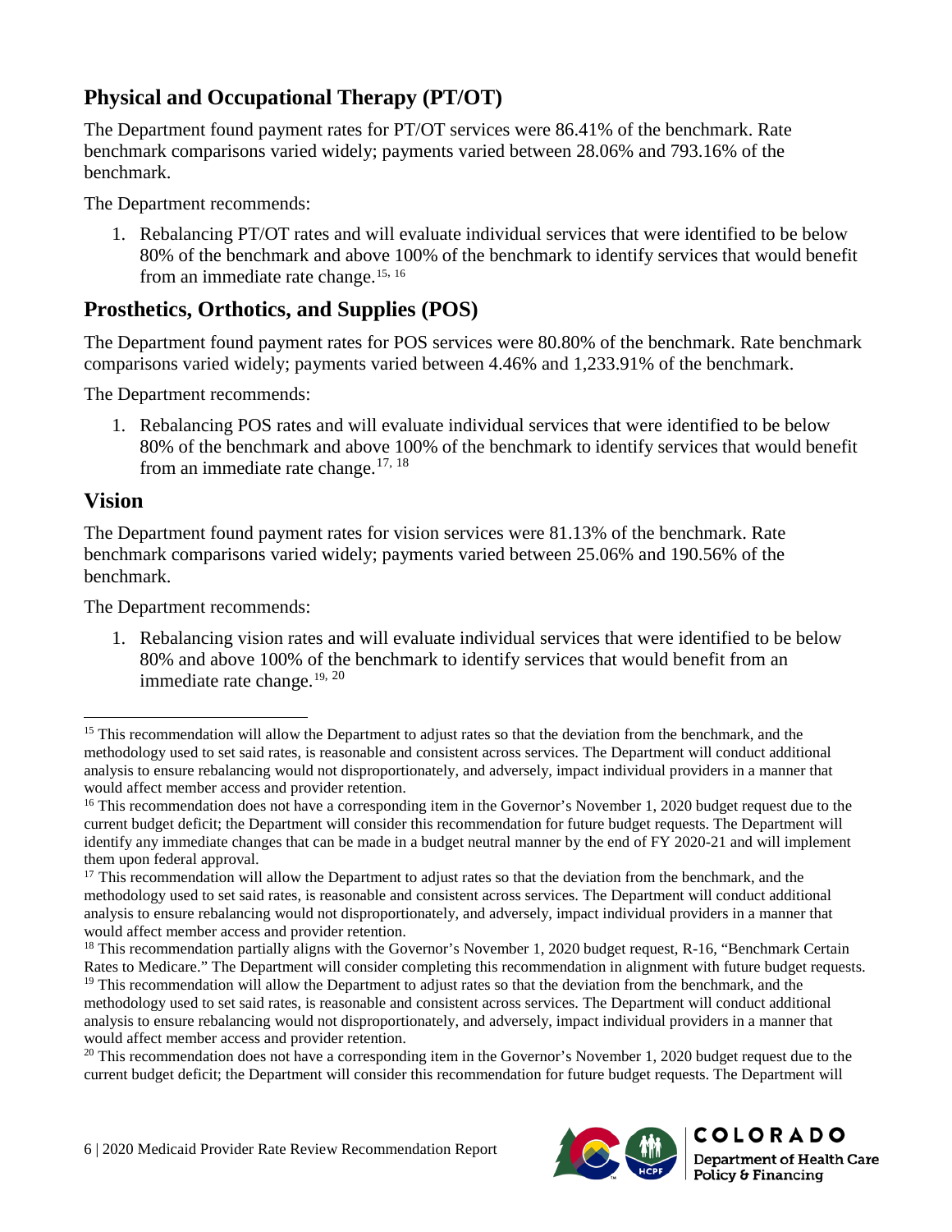## Physical and Occupational Therapy (PT/OT)

The Department found payment rates for PT/OT services were 86.41% of the benchmark. Rate benchmark comparisons varied widely; payments varied between 28.06% and 793.16% of the benchmark.

The Department recommends:

1. Rebalancing PT/OT rates and will evaluate individual services that were identified to be below 80% of the benchmark and above 100% of the benchmark to identify services that would benefit from an immediate rate change.[15, 16]

## Prosthetics, Orthotics, and Supplies (POS)

The Department found payment rates for POS services were 80.80% of the benchmark. Rate benchmark comparisons varied widely; payments varied between 4.46% and 1,233.91% of the benchmark.

The Department recommends:

1. Rebalancing POS rates and will evaluate individual services that were identified to be below 80% of the benchmark and above 100% of the benchmark to identify services that would benefit from an immediate rate change.[17, 18]

## Vision

The Department found payment rates for vision services were 81.13% of the benchmark. Rate benchmark comparisons varied widely; payments varied between 25.06% and 190.56% of the benchmark.

The Department recommends:

1. Rebalancing vision rates and will evaluate individual services that were identified to be below 80% and above 100% of the benchmark to identify services that would benefit from an immediate rate change.[19, 20]

---

[15] This recommendation will allow the Department to adjust rates so that the deviation from the benchmark, and the methodology used to set said rates, is reasonable and consistent across services. The Department will conduct additional analysis to ensure rebalancing would not disproportionately, and adversely, impact individual providers in a manner that would affect member access and provider retention.

[16] This recommendation does not have a corresponding item in the Governor's November 1, 2020 budget request due to the current budget deficit; the Department will consider this recommendation for future budget requests. The Department will identify any immediate changes that can be made in a budget neutral manner by the end of FY 2020-21 and will implement them upon federal approval.

[17] This recommendation will allow the Department to adjust rates so that the deviation from the benchmark, and the methodology used to set said rates, is reasonable and consistent across services. The Department will conduct additional analysis to ensure rebalancing would not disproportionately, and adversely, impact individual providers in a manner that would affect member access and provider retention.

[18] This recommendation partially aligns with the Governor's November 1, 2020 budget request, R-16, "Benchmark Certain Rates to Medicare." The Department will consider completing this recommendation in alignment with future budget requests.

[19] This recommendation will allow the Department to adjust rates so that the deviation from the benchmark, and the methodology used to set said rates, is reasonable and consistent across services. The Department will conduct additional analysis to ensure rebalancing would not disproportionately, and adversely, impact individual providers in a manner that would affect member access and provider retention.

[20] This recommendation does not have a corresponding item in the Governor's November 1, 2020 budget request due to the current budget deficit; the Department will consider this recommendation for future budget requests. The Department will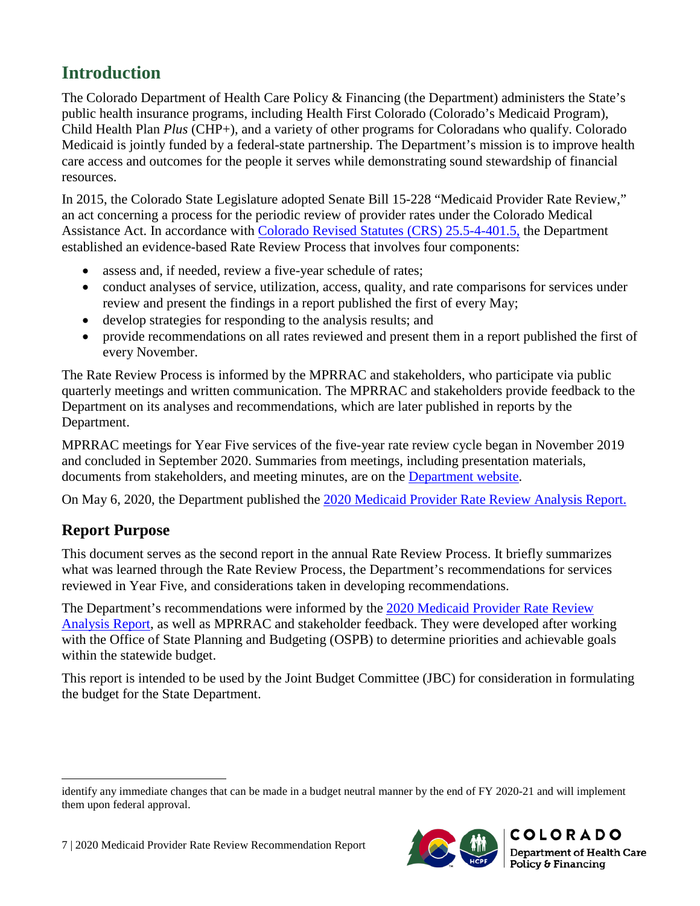## Introduction

The Colorado Department of Health Care Policy & Financing (the Department) administers the State's public health insurance programs, including Health First Colorado (Colorado's Medicaid Program), Child Health Plan *Plus* (CHP+), and a variety of other programs for Coloradans who qualify. Colorado Medicaid is jointly funded by a federal-state partnership. The Department's mission is to improve health care access and outcomes for the people it serves while demonstrating sound stewardship of financial resources.

In 2015, the Colorado State Legislature adopted Senate Bill 15-228 "Medicaid Provider Rate Review," an act concerning a process for the periodic review of provider rates under the Colorado Medical Assistance Act. In accordance with Colorado Revised Statutes (CRS) 25.5-4-401.5, the Department established an evidence-based Rate Review Process that involves four components:

- assess and, if needed, review a five-year schedule of rates;
- conduct analyses of service, utilization, access, quality, and rate comparisons for services under review and present the findings in a report published the first of every May;
- develop strategies for responding to the analysis results; and
- provide recommendations on all rates reviewed and present them in a report published the first of every November.

The Rate Review Process is informed by the MPRRAC and stakeholders, who participate via public quarterly meetings and written communication. The MPRRAC and stakeholders provide feedback to the Department on its analyses and recommendations, which are later published in reports by the Department.

MPRRAC meetings for Year Five services of the five-year rate review cycle began in November 2019 and concluded in September 2020. Summaries from meetings, including presentation materials, documents from stakeholders, and meeting minutes, are on the Department website.

On May 6, 2020, the Department published the 2020 Medicaid Provider Rate Review Analysis Report.

### Report Purpose

This document serves as the second report in the annual Rate Review Process. It briefly summarizes what was learned through the Rate Review Process, the Department's recommendations for services reviewed in Year Five, and considerations taken in developing recommendations.

The Department's recommendations were informed by the 2020 Medicaid Provider Rate Review Analysis Report, as well as MPRRAC and stakeholder feedback. They were developed after working with the Office of State Planning and Budgeting (OSPB) to determine priorities and achievable goals within the statewide budget.

This report is intended to be used by the Joint Budget Committee (JBC) for consideration in formulating the budget for the State Department.

---

identify any immediate changes that can be made in a budget neutral manner by the end of FY 2020-21 and will implement them upon federal approval.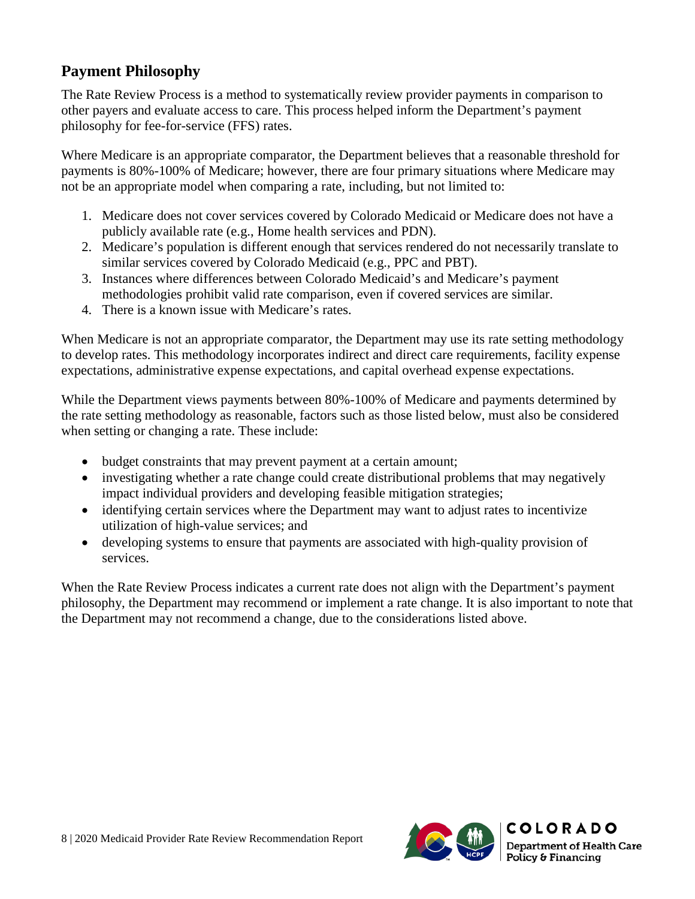## Payment Philosophy

The Rate Review Process is a method to systematically review provider payments in comparison to other payers and evaluate access to care. This process helped inform the Department's payment philosophy for fee-for-service (FFS) rates.

Where Medicare is an appropriate comparator, the Department believes that a reasonable threshold for payments is 80%-100% of Medicare; however, there are four primary situations where Medicare may not be an appropriate model when comparing a rate, including, but not limited to:

1. Medicare does not cover services covered by Colorado Medicaid or Medicare does not have a publicly available rate (e.g., Home health services and PDN).
2. Medicare's population is different enough that services rendered do not necessarily translate to similar services covered by Colorado Medicaid (e.g., PPC and PBT).
3. Instances where differences between Colorado Medicaid's and Medicare's payment methodologies prohibit valid rate comparison, even if covered services are similar.
4. There is a known issue with Medicare's rates.

When Medicare is not an appropriate comparator, the Department may use its rate setting methodology to develop rates. This methodology incorporates indirect and direct care requirements, facility expense expectations, administrative expense expectations, and capital overhead expense expectations.

While the Department views payments between 80%-100% of Medicare and payments determined by the rate setting methodology as reasonable, factors such as those listed below, must also be considered when setting or changing a rate. These include:

- budget constraints that may prevent payment at a certain amount;
- investigating whether a rate change could create distributional problems that may negatively impact individual providers and developing feasible mitigation strategies;
- identifying certain services where the Department may want to adjust rates to incentivize utilization of high-value services; and
- developing systems to ensure that payments are associated with high-quality provision of services.

When the Rate Review Process indicates a current rate does not align with the Department's payment philosophy, the Department may recommend or implement a rate change. It is also important to note that the Department may not recommend a change, due to the considerations listed above.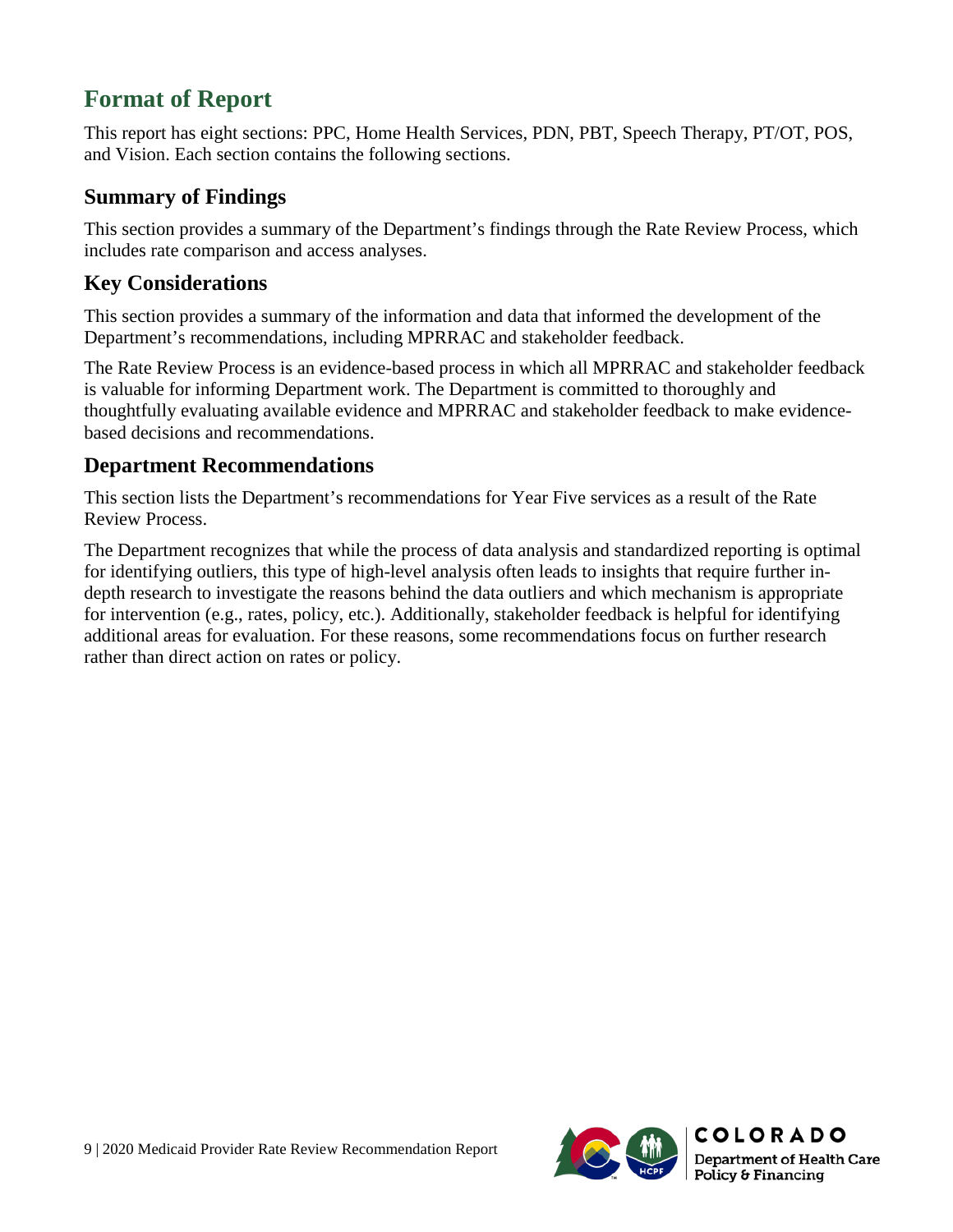## Format of Report

This report has eight sections: PPC, Home Health Services, PDN, PBT, Speech Therapy, PT/OT, POS, and Vision. Each section contains the following sections.

### Summary of Findings

This section provides a summary of the Department's findings through the Rate Review Process, which includes rate comparison and access analyses.

### Key Considerations

This section provides a summary of the information and data that informed the development of the Department's recommendations, including MPRRAC and stakeholder feedback.

The Rate Review Process is an evidence-based process in which all MPRRAC and stakeholder feedback is valuable for informing Department work. The Department is committed to thoroughly and thoughtfully evaluating available evidence and MPRRAC and stakeholder feedback to make evidence-based decisions and recommendations.

### Department Recommendations

This section lists the Department's recommendations for Year Five services as a result of the Rate Review Process.

The Department recognizes that while the process of data analysis and standardized reporting is optimal for identifying outliers, this type of high-level analysis often leads to insights that require further in-depth research to investigate the reasons behind the data outliers and which mechanism is appropriate for intervention (e.g., rates, policy, etc.). Additionally, stakeholder feedback is helpful for identifying additional areas for evaluation. For these reasons, some recommendations focus on further research rather than direct action on rates or policy.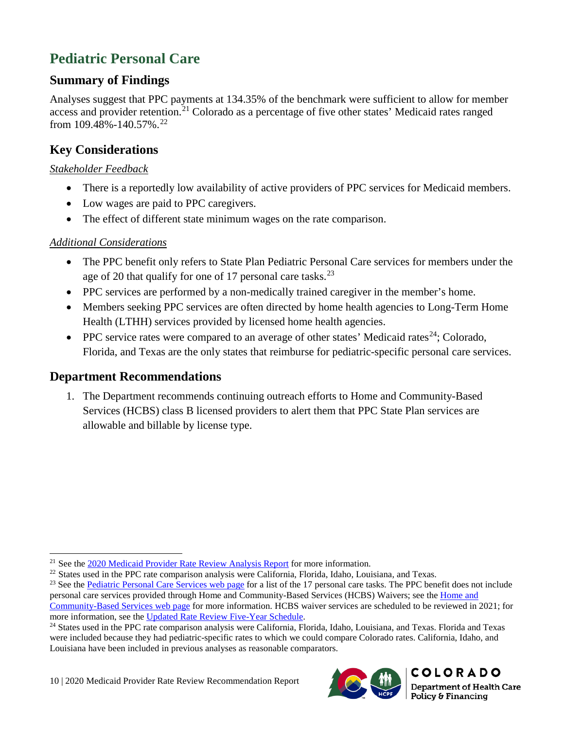## Pediatric Personal Care

### Summary of Findings

Analyses suggest that PPC payments at 134.35% of the benchmark were sufficient to allow for member access and provider retention.[21] Colorado as a percentage of five other states' Medicaid rates ranged from 109.48%-140.57%.[22]

### Key Considerations

*Stakeholder Feedback*

- There is a reportedly low availability of active providers of PPC services for Medicaid members.
- Low wages are paid to PPC caregivers.
- The effect of different state minimum wages on the rate comparison.

*Additional Considerations*

- The PPC benefit only refers to State Plan Pediatric Personal Care services for members under the age of 20 that qualify for one of 17 personal care tasks.[23]
- PPC services are performed by a non-medically trained caregiver in the member's home.
- Members seeking PPC services are often directed by home health agencies to Long-Term Home Health (LTHH) services provided by licensed home health agencies.
- PPC service rates were compared to an average of other states' Medicaid rates[24]; Colorado, Florida, and Texas are the only states that reimburse for pediatric-specific personal care services.

### Department Recommendations

1. The Department recommends continuing outreach efforts to Home and Community-Based Services (HCBS) class B licensed providers to alert them that PPC State Plan services are allowable and billable by license type.

---

[21] See the 2020 Medicaid Provider Rate Review Analysis Report for more information.

[22] States used in the PPC rate comparison analysis were California, Florida, Idaho, Louisiana, and Texas.

[23] See the Pediatric Personal Care Services web page for a list of the 17 personal care tasks. The PPC benefit does not include personal care services provided through Home and Community-Based Services (HCBS) Waivers; see the Home and Community-Based Services web page for more information. HCBS waiver services are scheduled to be reviewed in 2021; for more information, see the Updated Rate Review Five-Year Schedule.

[24] States used in the PPC rate comparison analysis were California, Florida, Idaho, Louisiana, and Texas. Florida and Texas were included because they had pediatric-specific rates to which we could compare Colorado rates. California, Idaho, and Louisiana have been included in previous analyses as reasonable comparators.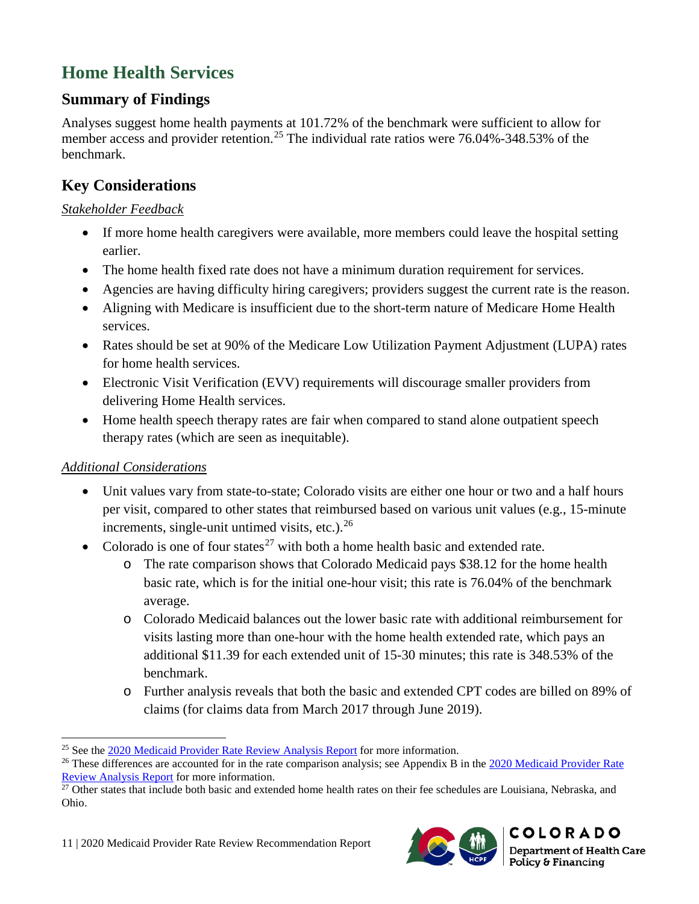# Home Health Services

## Summary of Findings

Analyses suggest home health payments at 101.72% of the benchmark were sufficient to allow for member access and provider retention.[25] The individual rate ratios were 76.04%-348.53% of the benchmark.

## Key Considerations

*Stakeholder Feedback*

- If more home health caregivers were available, more members could leave the hospital setting earlier.
- The home health fixed rate does not have a minimum duration requirement for services.
- Agencies are having difficulty hiring caregivers; providers suggest the current rate is the reason.
- Aligning with Medicare is insufficient due to the short-term nature of Medicare Home Health services.
- Rates should be set at 90% of the Medicare Low Utilization Payment Adjustment (LUPA) rates for home health services.
- Electronic Visit Verification (EVV) requirements will discourage smaller providers from delivering Home Health services.
- Home health speech therapy rates are fair when compared to stand alone outpatient speech therapy rates (which are seen as inequitable).

*Additional Considerations*

- Unit values vary from state-to-state; Colorado visits are either one hour or two and a half hours per visit, compared to other states that reimbursed based on various unit values (e.g., 15-minute increments, single-unit untimed visits, etc.).[26]
- Colorado is one of four states[27] with both a home health basic and extended rate.
  - The rate comparison shows that Colorado Medicaid pays $38.12 for the home health basic rate, which is for the initial one-hour visit; this rate is 76.04% of the benchmark average.
  - Colorado Medicaid balances out the lower basic rate with additional reimbursement for visits lasting more than one-hour with the home health extended rate, which pays an additional $11.39 for each extended unit of 15-30 minutes; this rate is 348.53% of the benchmark.
  - Further analysis reveals that both the basic and extended CPT codes are billed on 89% of claims (for claims data from March 2017 through June 2019).

---

[25] See the 2020 Medicaid Provider Rate Review Analysis Report for more information.

[26] These differences are accounted for in the rate comparison analysis; see Appendix B in the 2020 Medicaid Provider Rate Review Analysis Report for more information.

[27] Other states that include both basic and extended home health rates on their fee schedules are Louisiana, Nebraska, and Ohio.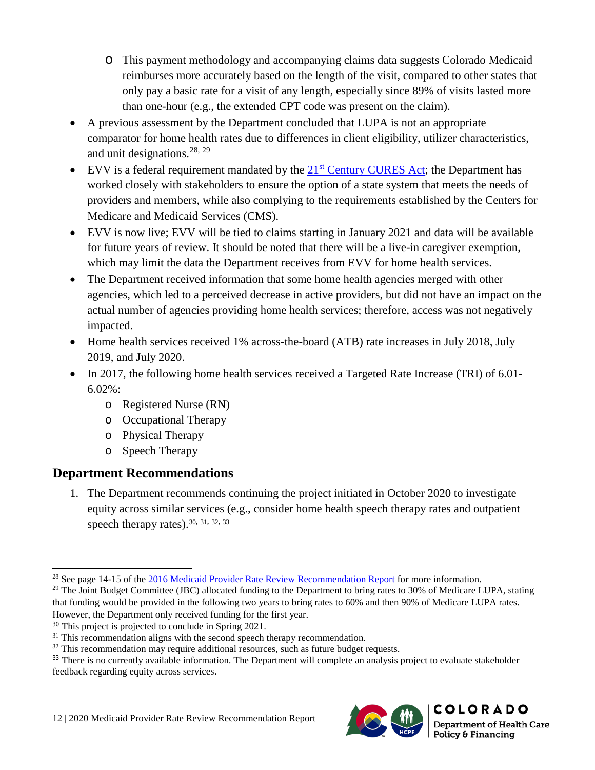- This payment methodology and accompanying claims data suggests Colorado Medicaid reimburses more accurately based on the length of the visit, compared to other states that only pay a basic rate for a visit of any length, especially since 89% of visits lasted more than one-hour (e.g., the extended CPT code was present on the claim).
- A previous assessment by the Department concluded that LUPA is not an appropriate comparator for home health rates due to differences in client eligibility, utilizer characteristics, and unit designations.[28, 29]
- EVV is a federal requirement mandated by the 21st Century CURES Act; the Department has worked closely with stakeholders to ensure the option of a state system that meets the needs of providers and members, while also complying to the requirements established by the Centers for Medicare and Medicaid Services (CMS).
- EVV is now live; EVV will be tied to claims starting in January 2021 and data will be available for future years of review. It should be noted that there will be a live-in caregiver exemption, which may limit the data the Department receives from EVV for home health services.
- The Department received information that some home health agencies merged with other agencies, which led to a perceived decrease in active providers, but did not have an impact on the actual number of agencies providing home health services; therefore, access was not negatively impacted.
- Home health services received 1% across-the-board (ATB) rate increases in July 2018, July 2019, and July 2020.
- In 2017, the following home health services received a Targeted Rate Increase (TRI) of 6.01-6.02%:
  - Registered Nurse (RN)
  - Occupational Therapy
  - Physical Therapy
  - Speech Therapy

## Department Recommendations

1. The Department recommends continuing the project initiated in October 2020 to investigate equity across similar services (e.g., consider home health speech therapy rates and outpatient speech therapy rates).[30, 31, 32, 33]

---

[28] See page 14-15 of the 2016 Medicaid Provider Rate Review Recommendation Report for more information.

[29] The Joint Budget Committee (JBC) allocated funding to the Department to bring rates to 30% of Medicare LUPA, stating that funding would be provided in the following two years to bring rates to 60% and then 90% of Medicare LUPA rates. However, the Department only received funding for the first year.

[30] This project is projected to conclude in Spring 2021.

[31] This recommendation aligns with the second speech therapy recommendation.

[32] This recommendation may require additional resources, such as future budget requests.

[33] There is no currently available information. The Department will complete an analysis project to evaluate stakeholder feedback regarding equity across services.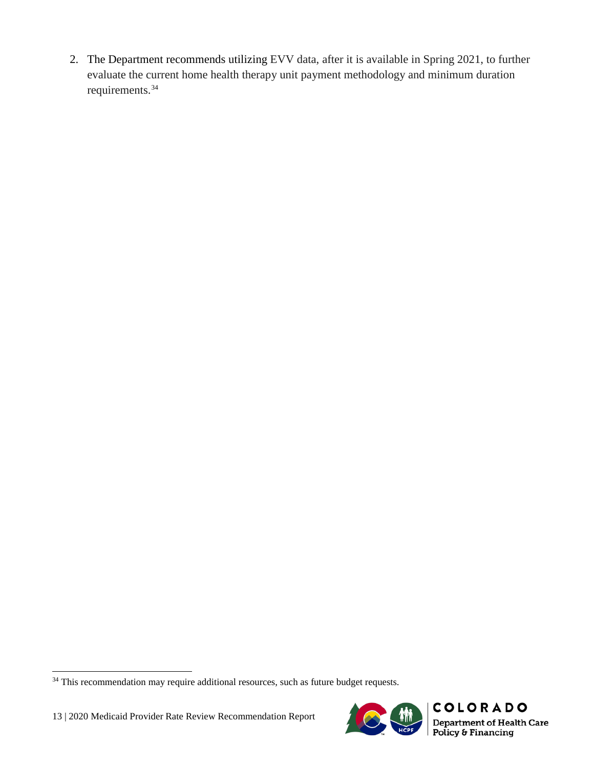2. The Department recommends utilizing EVV data, after it is available in Spring 2021, to further evaluate the current home health therapy unit payment methodology and minimum duration requirements.[34]

[34] This recommendation may require additional resources, such as future budget requests.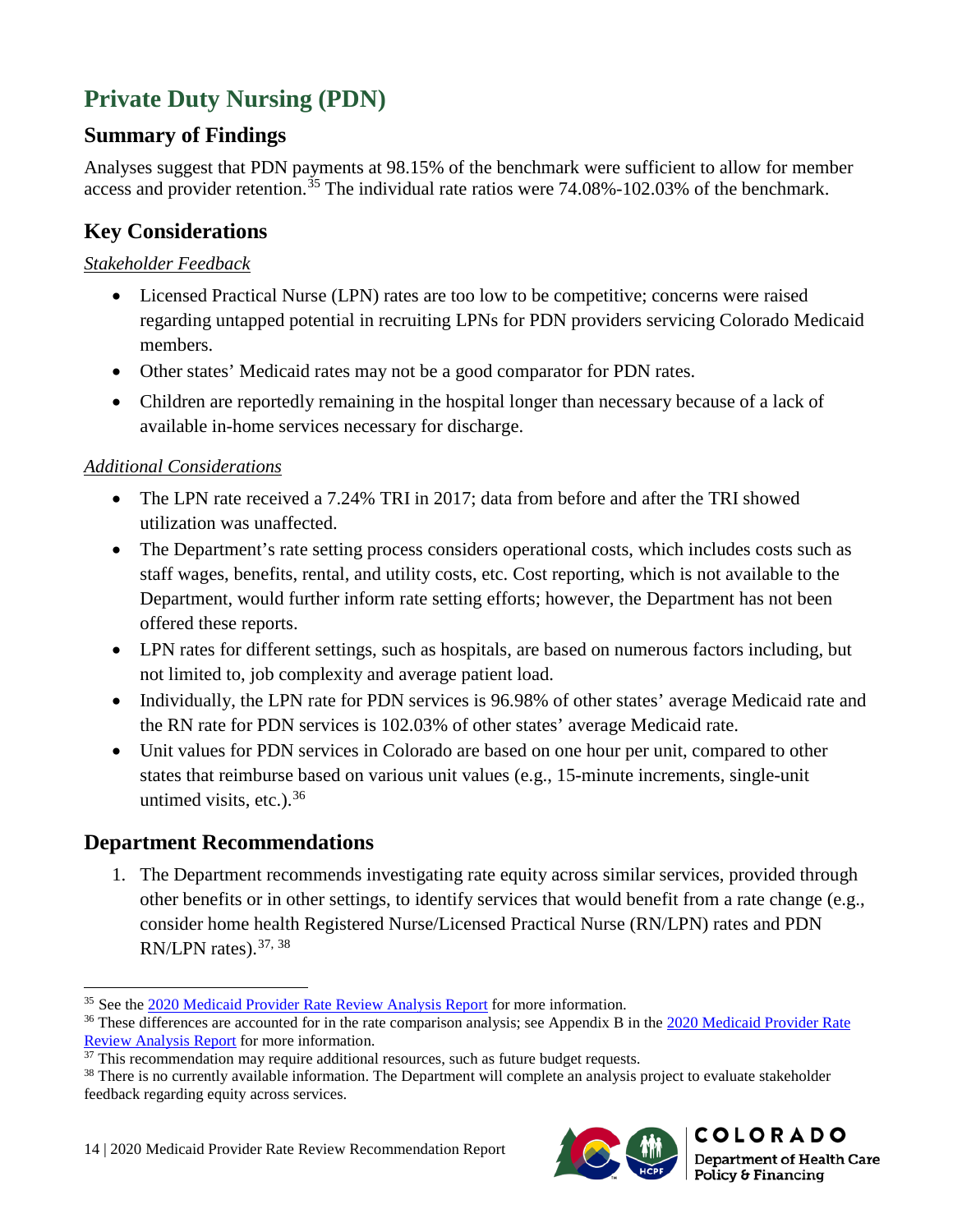# Private Duty Nursing (PDN)

## Summary of Findings

Analyses suggest that PDN payments at 98.15% of the benchmark were sufficient to allow for member access and provider retention.[35] The individual rate ratios were 74.08%-102.03% of the benchmark.

## Key Considerations

*Stakeholder Feedback*

- Licensed Practical Nurse (LPN) rates are too low to be competitive; concerns were raised regarding untapped potential in recruiting LPNs for PDN providers servicing Colorado Medicaid members.
- Other states' Medicaid rates may not be a good comparator for PDN rates.
- Children are reportedly remaining in the hospital longer than necessary because of a lack of available in-home services necessary for discharge.

*Additional Considerations*

- The LPN rate received a 7.24% TRI in 2017; data from before and after the TRI showed utilization was unaffected.
- The Department's rate setting process considers operational costs, which includes costs such as staff wages, benefits, rental, and utility costs, etc. Cost reporting, which is not available to the Department, would further inform rate setting efforts; however, the Department has not been offered these reports.
- LPN rates for different settings, such as hospitals, are based on numerous factors including, but not limited to, job complexity and average patient load.
- Individually, the LPN rate for PDN services is 96.98% of other states' average Medicaid rate and the RN rate for PDN services is 102.03% of other states' average Medicaid rate.
- Unit values for PDN services in Colorado are based on one hour per unit, compared to other states that reimburse based on various unit values (e.g., 15-minute increments, single-unit untimed visits, etc.).[36]

## Department Recommendations

1. The Department recommends investigating rate equity across similar services, provided through other benefits or in other settings, to identify services that would benefit from a rate change (e.g., consider home health Registered Nurse/Licensed Practical Nurse (RN/LPN) rates and PDN RN/LPN rates).[37, 38]

---

[35] See the 2020 Medicaid Provider Rate Review Analysis Report for more information.

[36] These differences are accounted for in the rate comparison analysis; see Appendix B in the 2020 Medicaid Provider Rate Review Analysis Report for more information.

[37] This recommendation may require additional resources, such as future budget requests.

[38] There is no currently available information. The Department will complete an analysis project to evaluate stakeholder feedback regarding equity across services.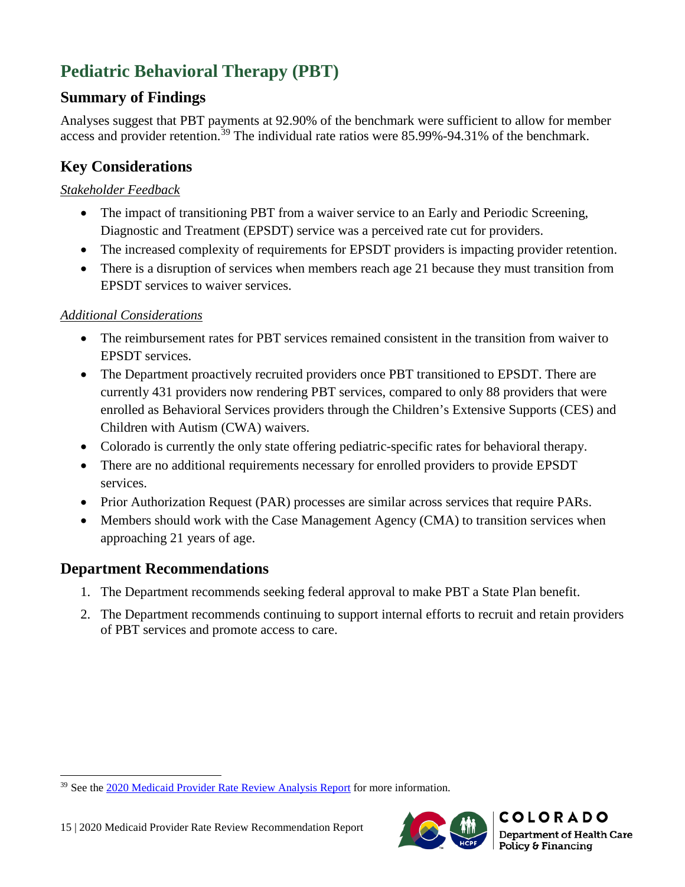# Pediatric Behavioral Therapy (PBT)

## Summary of Findings

Analyses suggest that PBT payments at 92.90% of the benchmark were sufficient to allow for member access and provider retention.[39] The individual rate ratios were 85.99%-94.31% of the benchmark.

## Key Considerations

*Stakeholder Feedback*

- The impact of transitioning PBT from a waiver service to an Early and Periodic Screening, Diagnostic and Treatment (EPSDT) service was a perceived rate cut for providers.
- The increased complexity of requirements for EPSDT providers is impacting provider retention.
- There is a disruption of services when members reach age 21 because they must transition from EPSDT services to waiver services.

*Additional Considerations*

- The reimbursement rates for PBT services remained consistent in the transition from waiver to EPSDT services.
- The Department proactively recruited providers once PBT transitioned to EPSDT. There are currently 431 providers now rendering PBT services, compared to only 88 providers that were enrolled as Behavioral Services providers through the Children's Extensive Supports (CES) and Children with Autism (CWA) waivers.
- Colorado is currently the only state offering pediatric-specific rates for behavioral therapy.
- There are no additional requirements necessary for enrolled providers to provide EPSDT services.
- Prior Authorization Request (PAR) processes are similar across services that require PARs.
- Members should work with the Case Management Agency (CMA) to transition services when approaching 21 years of age.

## Department Recommendations

1. The Department recommends seeking federal approval to make PBT a State Plan benefit.
2. The Department recommends continuing to support internal efforts to recruit and retain providers of PBT services and promote access to care.

[39] See the 2020 Medicaid Provider Rate Review Analysis Report for more information.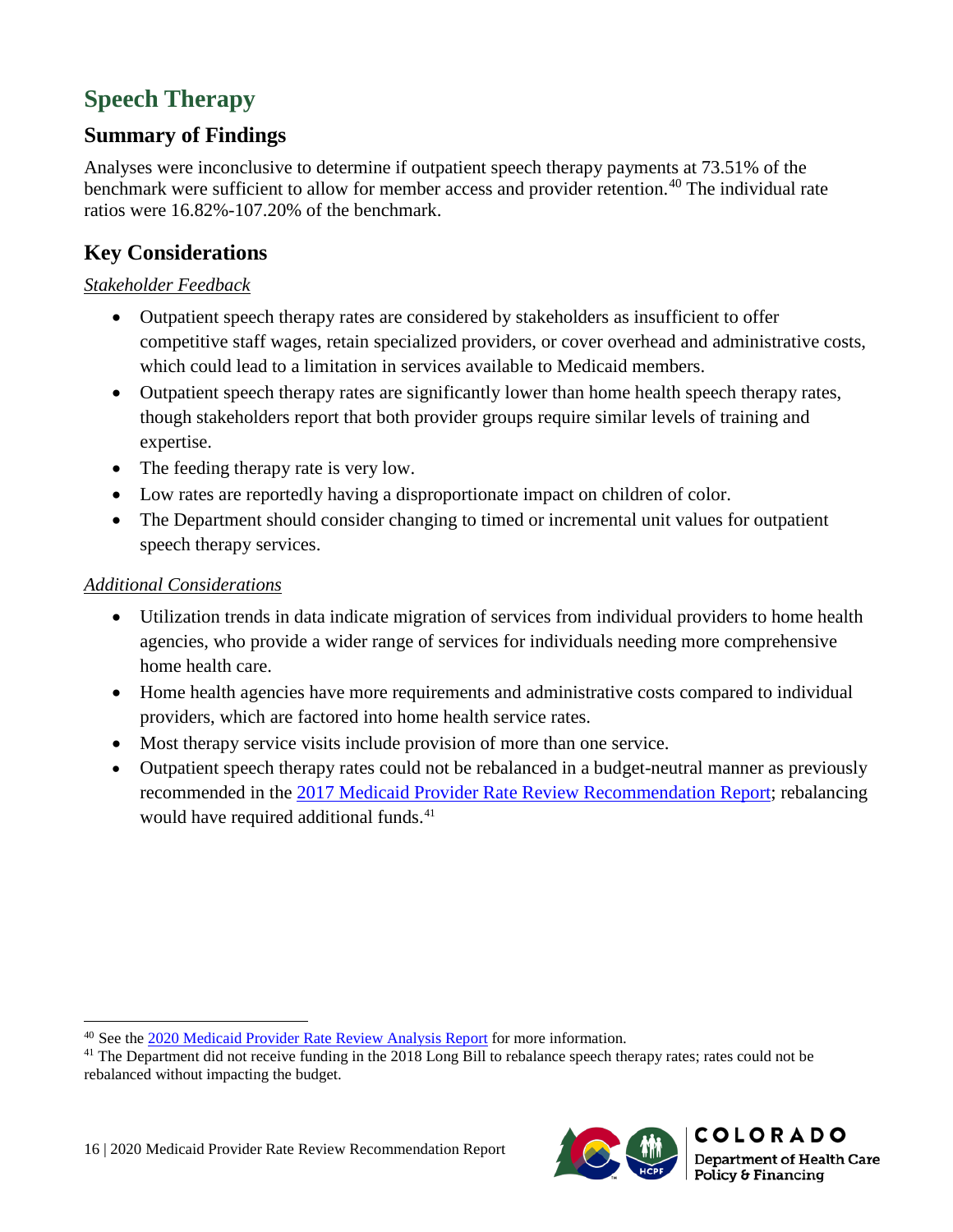## Speech Therapy

### Summary of Findings

Analyses were inconclusive to determine if outpatient speech therapy payments at 73.51% of the benchmark were sufficient to allow for member access and provider retention.[40] The individual rate ratios were 16.82%-107.20% of the benchmark.

### Key Considerations

*Stakeholder Feedback*

- Outpatient speech therapy rates are considered by stakeholders as insufficient to offer competitive staff wages, retain specialized providers, or cover overhead and administrative costs, which could lead to a limitation in services available to Medicaid members.
- Outpatient speech therapy rates are significantly lower than home health speech therapy rates, though stakeholders report that both provider groups require similar levels of training and expertise.
- The feeding therapy rate is very low.
- Low rates are reportedly having a disproportionate impact on children of color.
- The Department should consider changing to timed or incremental unit values for outpatient speech therapy services.

*Additional Considerations*

- Utilization trends in data indicate migration of services from individual providers to home health agencies, who provide a wider range of services for individuals needing more comprehensive home health care.
- Home health agencies have more requirements and administrative costs compared to individual providers, which are factored into home health service rates.
- Most therapy service visits include provision of more than one service.
- Outpatient speech therapy rates could not be rebalanced in a budget-neutral manner as previously recommended in the 2017 Medicaid Provider Rate Review Recommendation Report; rebalancing would have required additional funds.[41]

---

[40] See the 2020 Medicaid Provider Rate Review Analysis Report for more information.

[41] The Department did not receive funding in the 2018 Long Bill to rebalance speech therapy rates; rates could not be rebalanced without impacting the budget.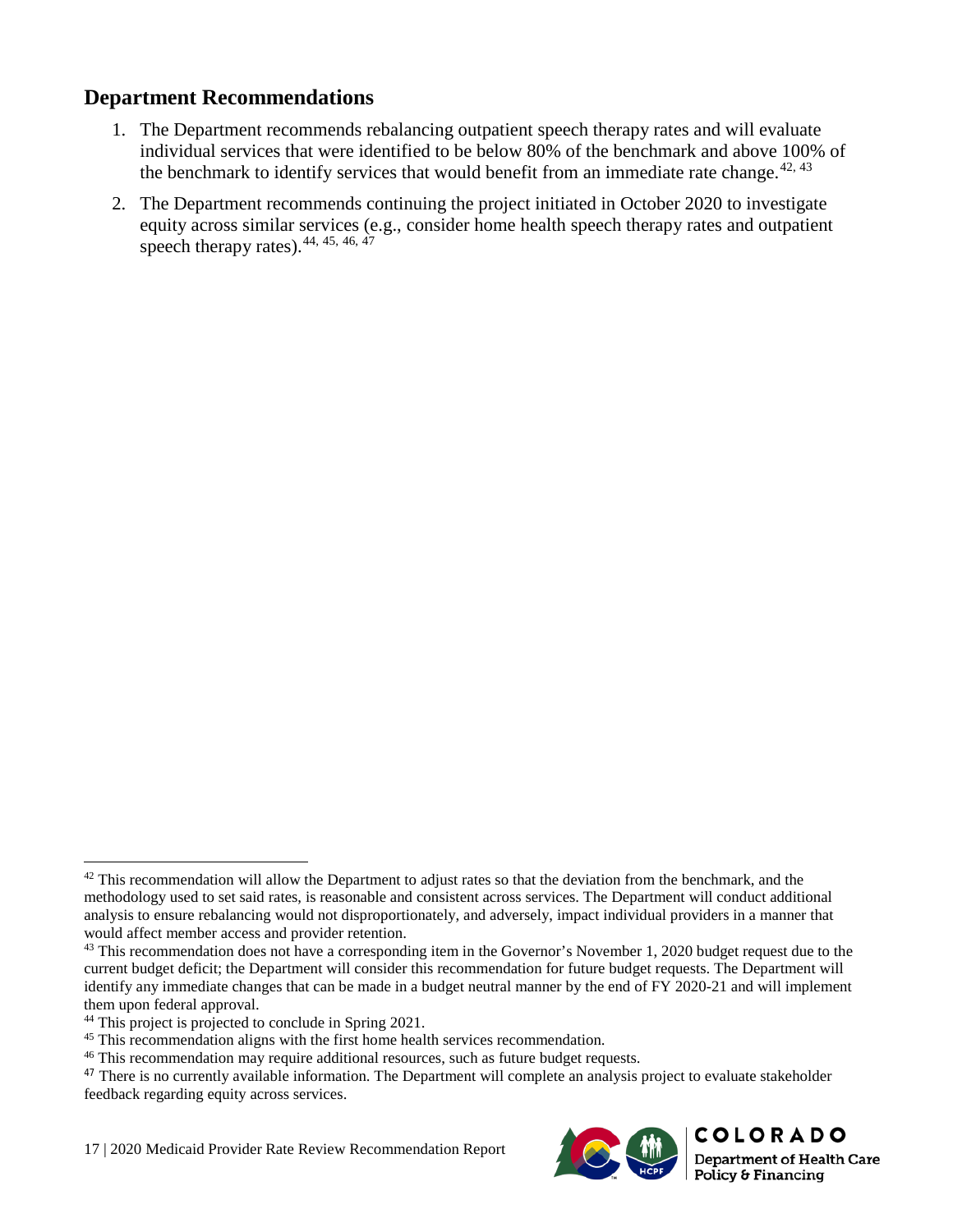## Department Recommendations

1. The Department recommends rebalancing outpatient speech therapy rates and will evaluate individual services that were identified to be below 80% of the benchmark and above 100% of the benchmark to identify services that would benefit from an immediate rate change.[42, 43]
2. The Department recommends continuing the project initiated in October 2020 to investigate equity across similar services (e.g., consider home health speech therapy rates and outpatient speech therapy rates).[44, 45, 46, 47]

---

[42] This recommendation will allow the Department to adjust rates so that the deviation from the benchmark, and the methodology used to set said rates, is reasonable and consistent across services. The Department will conduct additional analysis to ensure rebalancing would not disproportionately, and adversely, impact individual providers in a manner that would affect member access and provider retention.

[43] This recommendation does not have a corresponding item in the Governor's November 1, 2020 budget request due to the current budget deficit; the Department will consider this recommendation for future budget requests. The Department will identify any immediate changes that can be made in a budget neutral manner by the end of FY 2020-21 and will implement them upon federal approval.

[44] This project is projected to conclude in Spring 2021.

[45] This recommendation aligns with the first home health services recommendation.

[46] This recommendation may require additional resources, such as future budget requests.

[47] There is no currently available information. The Department will complete an analysis project to evaluate stakeholder feedback regarding equity across services.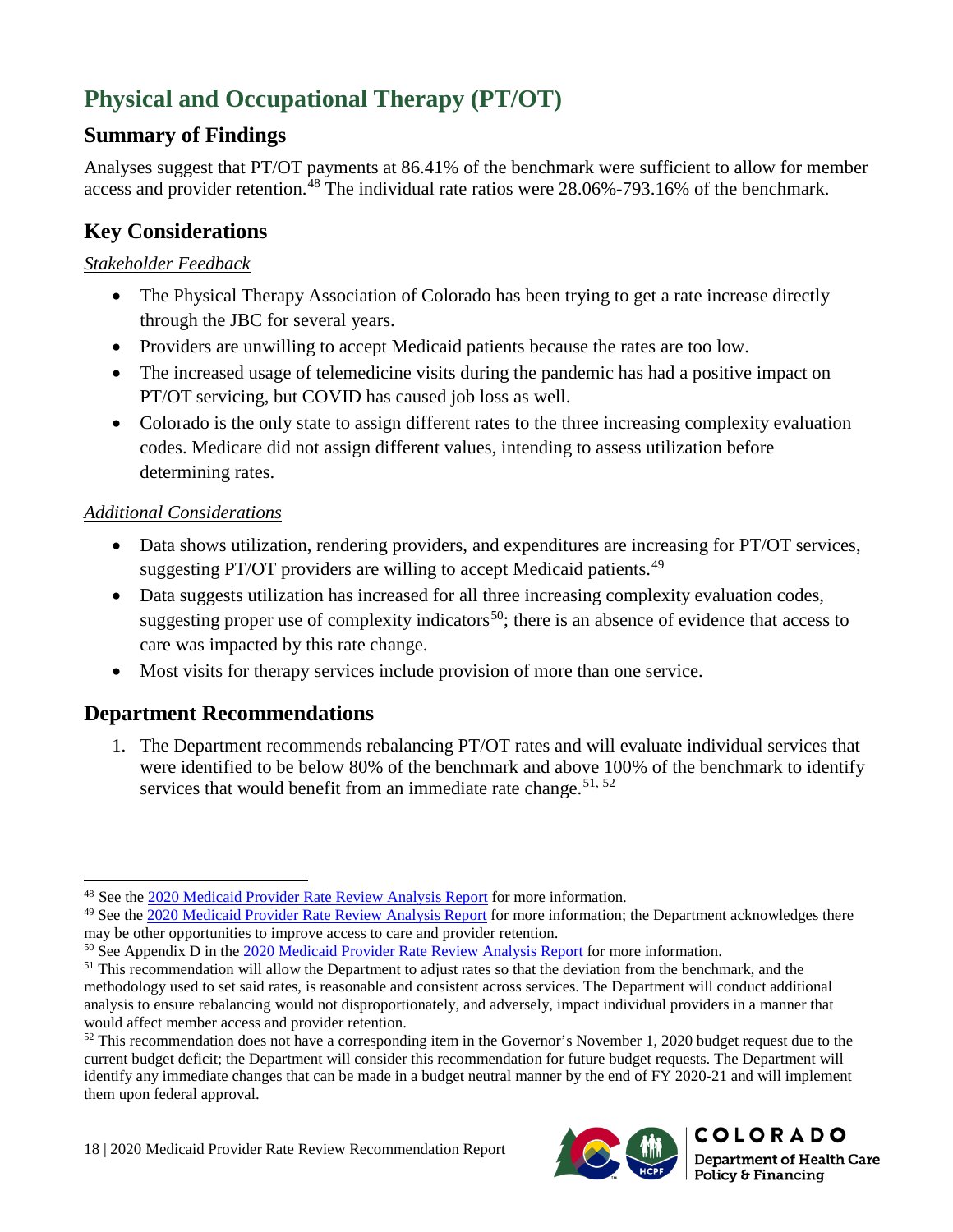# Physical and Occupational Therapy (PT/OT)

## Summary of Findings

Analyses suggest that PT/OT payments at 86.41% of the benchmark were sufficient to allow for member access and provider retention.[48] The individual rate ratios were 28.06%-793.16% of the benchmark.

## Key Considerations

*Stakeholder Feedback*

- The Physical Therapy Association of Colorado has been trying to get a rate increase directly through the JBC for several years.
- Providers are unwilling to accept Medicaid patients because the rates are too low.
- The increased usage of telemedicine visits during the pandemic has had a positive impact on PT/OT servicing, but COVID has caused job loss as well.
- Colorado is the only state to assign different rates to the three increasing complexity evaluation codes. Medicare did not assign different values, intending to assess utilization before determining rates.

*Additional Considerations*

- Data shows utilization, rendering providers, and expenditures are increasing for PT/OT services, suggesting PT/OT providers are willing to accept Medicaid patients.[49]
- Data suggests utilization has increased for all three increasing complexity evaluation codes, suggesting proper use of complexity indicators[50]; there is an absence of evidence that access to care was impacted by this rate change.
- Most visits for therapy services include provision of more than one service.

## Department Recommendations

1. The Department recommends rebalancing PT/OT rates and will evaluate individual services that were identified to be below 80% of the benchmark and above 100% of the benchmark to identify services that would benefit from an immediate rate change.[51, 52]

---

[48] See the 2020 Medicaid Provider Rate Review Analysis Report for more information.

[49] See the 2020 Medicaid Provider Rate Review Analysis Report for more information; the Department acknowledges there may be other opportunities to improve access to care and provider retention.

[50] See Appendix D in the 2020 Medicaid Provider Rate Review Analysis Report for more information.

[51] This recommendation will allow the Department to adjust rates so that the deviation from the benchmark, and the methodology used to set said rates, is reasonable and consistent across services. The Department will conduct additional analysis to ensure rebalancing would not disproportionately, and adversely, impact individual providers in a manner that would affect member access and provider retention.

[52] This recommendation does not have a corresponding item in the Governor's November 1, 2020 budget request due to the current budget deficit; the Department will consider this recommendation for future budget requests. The Department will identify any immediate changes that can be made in a budget neutral manner by the end of FY 2020-21 and will implement them upon federal approval.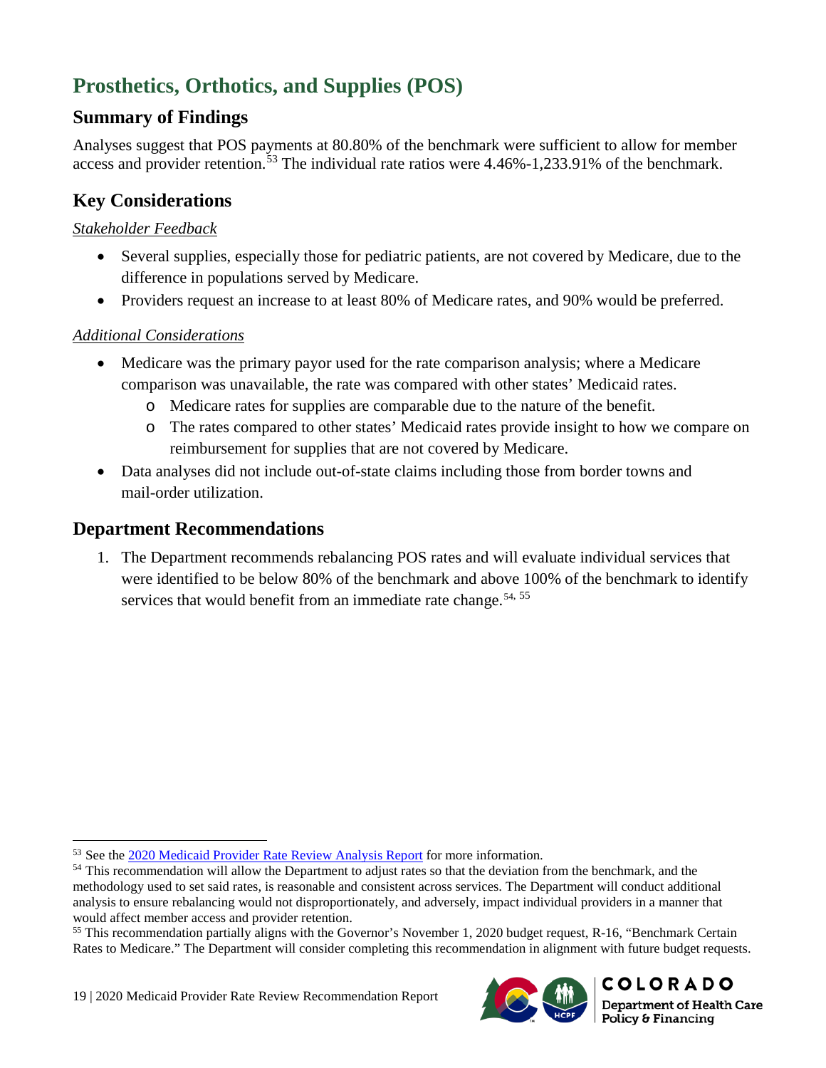## Prosthetics, Orthotics, and Supplies (POS)

### Summary of Findings

Analyses suggest that POS payments at 80.80% of the benchmark were sufficient to allow for member access and provider retention.[53] The individual rate ratios were 4.46%-1,233.91% of the benchmark.

### Key Considerations

*Stakeholder Feedback*

- Several supplies, especially those for pediatric patients, are not covered by Medicare, due to the difference in populations served by Medicare.
- Providers request an increase to at least 80% of Medicare rates, and 90% would be preferred.

*Additional Considerations*

- Medicare was the primary payor used for the rate comparison analysis; where a Medicare comparison was unavailable, the rate was compared with other states' Medicaid rates.
    - Medicare rates for supplies are comparable due to the nature of the benefit.
    - The rates compared to other states' Medicaid rates provide insight to how we compare on reimbursement for supplies that are not covered by Medicare.
- Data analyses did not include out-of-state claims including those from border towns and mail-order utilization.

### Department Recommendations

1. The Department recommends rebalancing POS rates and will evaluate individual services that were identified to be below 80% of the benchmark and above 100% of the benchmark to identify services that would benefit from an immediate rate change.[54, 55]

---

[53] See the 2020 Medicaid Provider Rate Review Analysis Report for more information.

[54] This recommendation will allow the Department to adjust rates so that the deviation from the benchmark, and the methodology used to set said rates, is reasonable and consistent across services. The Department will conduct additional analysis to ensure rebalancing would not disproportionately, and adversely, impact individual providers in a manner that would affect member access and provider retention.

[55] This recommendation partially aligns with the Governor's November 1, 2020 budget request, R-16, "Benchmark Certain Rates to Medicare." The Department will consider completing this recommendation in alignment with future budget requests.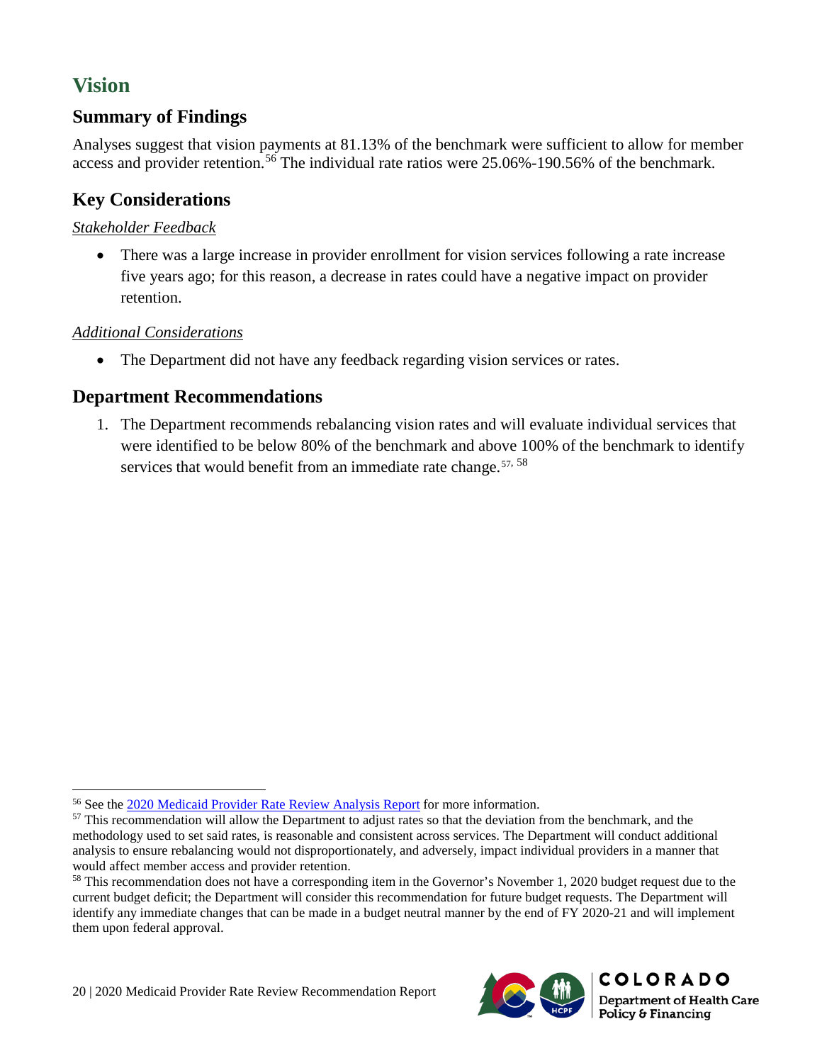# Vision

## Summary of Findings

Analyses suggest that vision payments at 81.13% of the benchmark were sufficient to allow for member access and provider retention.[56] The individual rate ratios were 25.06%-190.56% of the benchmark.

## Key Considerations

*Stakeholder Feedback*

- There was a large increase in provider enrollment for vision services following a rate increase five years ago; for this reason, a decrease in rates could have a negative impact on provider retention.

*Additional Considerations*

- The Department did not have any feedback regarding vision services or rates.

## Department Recommendations

1. The Department recommends rebalancing vision rates and will evaluate individual services that were identified to be below 80% of the benchmark and above 100% of the benchmark to identify services that would benefit from an immediate rate change.[57, 58]

---

[56] See the 2020 Medicaid Provider Rate Review Analysis Report for more information.

[57] This recommendation will allow the Department to adjust rates so that the deviation from the benchmark, and the methodology used to set said rates, is reasonable and consistent across services. The Department will conduct additional analysis to ensure rebalancing would not disproportionately, and adversely, impact individual providers in a manner that would affect member access and provider retention.

[58] This recommendation does not have a corresponding item in the Governor's November 1, 2020 budget request due to the current budget deficit; the Department will consider this recommendation for future budget requests. The Department will identify any immediate changes that can be made in a budget neutral manner by the end of FY 2020-21 and will implement them upon federal approval.